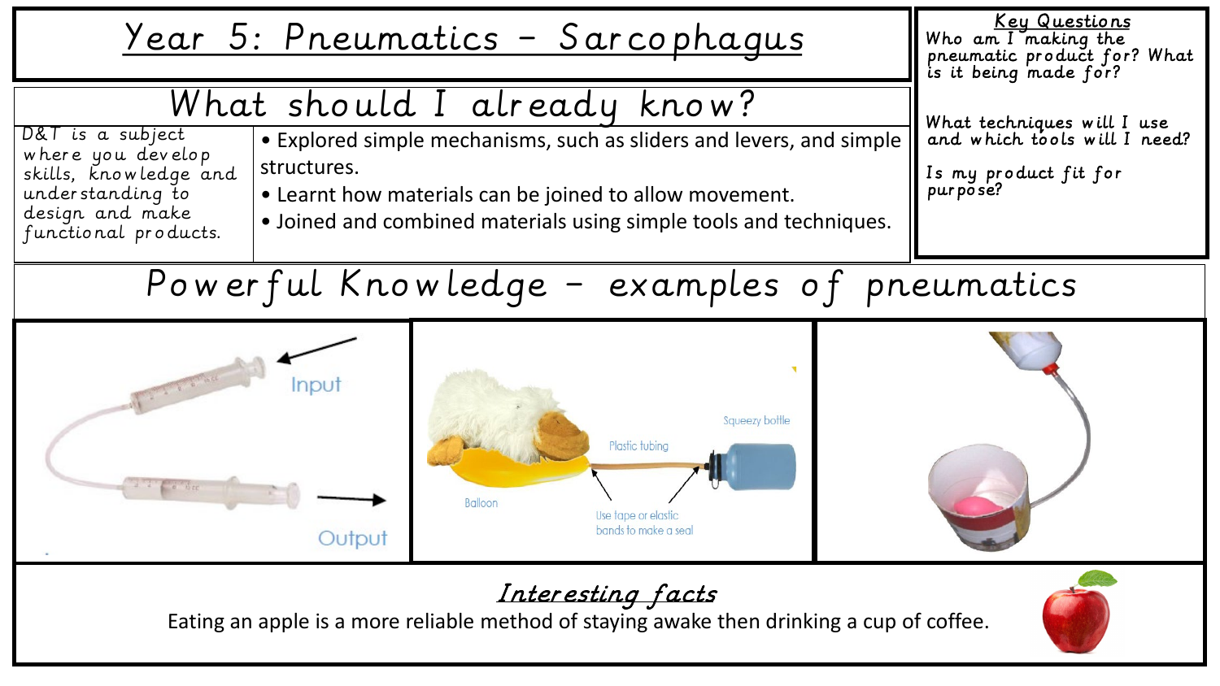# Year 5: Pneumatics – Sarcophagus

## Key Questions

Who am I making the pneumatic product for? What is it being made for?

What techniques will I use and which tools will I need?

Is my product fit for purpose?

## What should I already know?

D&T is a subject where you develop skills, knowledge and understanding to design and make functional products.

- Explored simple mechanisms, such as sliders and levers, and simple structures.
- Learnt how materials can be joined to allow movement.
- Joined and combined materials using simple tools and techniques.

## Powerful Knowledge – examples of pneumatics

Input

Output

Squeezy bottle

Plastic tubing

Balloon

Use tape or elastic bands to make a seal

## *Interesting facts*

Eating an apple is a more reliable method of staying awake then drinking a cup of coffee.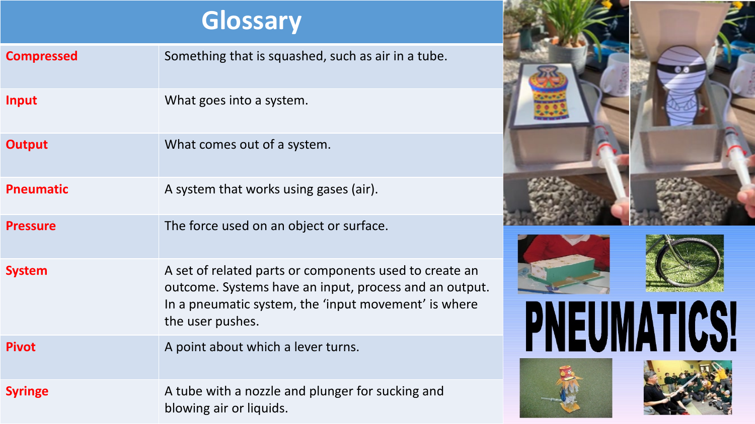# Glossary

| Term | Definition |
|---|---|
| Compressed | Something that is squashed, such as air in a tube. |
| Input | What goes into a system. |
| Output | What comes out of a system. |
| Pneumatic | A system that works using gases (air). |
| Pressure | The force used on an object or surface. |
| System | A set of related parts or components used to create an outcome. Systems have an input, process and an output. In a pneumatic system, the 'input movement' is where the user pushes. |
| Pivot | A point about which a lever turns. |
| Syringe | A tube with a nozzle and plunger for sucking and blowing air or liquids. |

PNEUMATICS!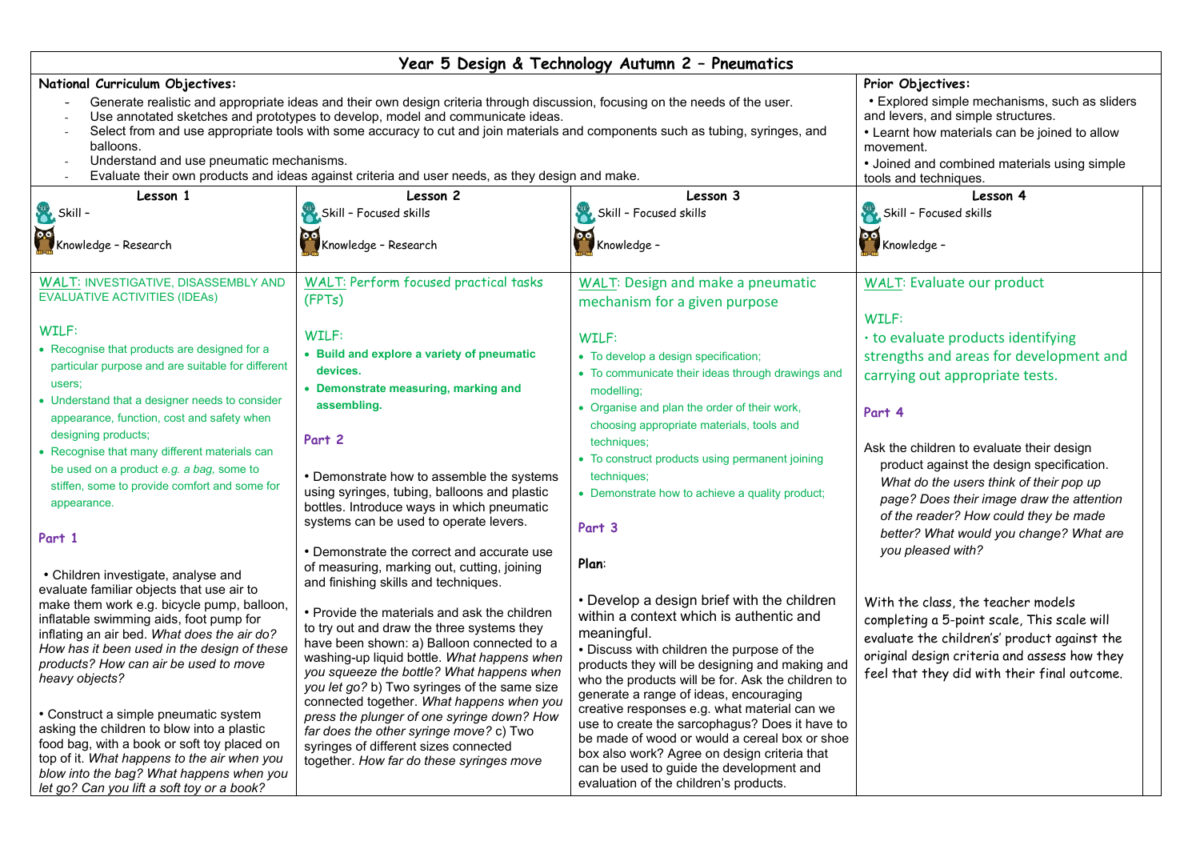# Year 5 Design & Technology Autumn 2 – Pneumatics

**National Curriculum Objectives:**

- Generate realistic and appropriate ideas and their own design criteria through discussion, focusing on the needs of the user.
- Use annotated sketches and prototypes to develop, model and communicate ideas.
- Select from and use appropriate tools with some accuracy to cut and join materials and components such as tubing, syringes, and balloons.
- Understand and use pneumatic mechanisms.
- Evaluate their own products and ideas against criteria and user needs, as they design and make.

**Prior Objectives:**

- Explored simple mechanisms, such as sliders and levers, and simple structures.
- Learnt how materials can be joined to allow movement.
- Joined and combined materials using simple tools and techniques.

| Lesson 1 | Lesson 2 | Lesson 3 | Lesson 4 |
|---|---|---|---|
| Skill –<br><br>Knowledge – Research | Skill – Focused skills<br><br>Knowledge – Research | Skill – Focused skills<br><br>Knowledge – | Skill – Focused skills<br><br>Knowledge – |
| WALT: INVESTIGATIVE, DISASSEMBLY AND EVALUATIVE ACTIVITIES (IDEAs)<br><br>WILF:<br>• Recognise that products are designed for a particular purpose and are suitable for different users;<br>• Understand that a designer needs to consider appearance, function, cost and safety when designing products;<br>• Recognise that many different materials can be used on a product *e.g. a bag*, some to stiffen, some to provide comfort and some for appearance.<br><br>**Part 1**<br><br>• Children investigate, analyse and evaluate familiar objects that use air to make them work e.g. bicycle pump, balloon, inflatable swimming aids, foot pump for inflating an air bed. *What does the air do? How has it been used in the design of these products? How can air be used to move heavy objects?*<br><br>• Construct a simple pneumatic system asking the children to blow into a plastic food bag, with a book or soft toy placed on top of it. *What happens to the air when you blow into the bag? What happens when you let go? Can you lift a soft toy or a book?* | WALT: Perform focused practical tasks (FPTs)<br><br>WILF:<br>• **Build and explore a variety of pneumatic devices.**<br>• **Demonstrate measuring, marking and assembling.**<br><br>**Part 2**<br><br>• Demonstrate how to assemble the systems using syringes, tubing, balloons and plastic bottles. Introduce ways in which pneumatic systems can be used to operate levers.<br><br>• Demonstrate the correct and accurate use of measuring, marking out, cutting, joining and finishing skills and techniques.<br><br>• Provide the materials and ask the children to try out and draw the three systems they have been shown: a) Balloon connected to a washing-up liquid bottle. *What happens when you squeeze the bottle? What happens when you let go?* b) Two syringes of the same size connected together. *What happens when you press the plunger of one syringe down? How far does the other syringe move?* c) Two syringes of different sizes connected together. *How far do these syringes move* | WALT: Design and make a pneumatic mechanism for a given purpose<br><br>WILF:<br>• To develop a design specification;<br>• To communicate their ideas through drawings and modelling;<br>• Organise and plan the order of their work, choosing appropriate materials, tools and techniques;<br>• To construct products using permanent joining techniques;<br>• Demonstrate how to achieve a quality product;<br><br>**Part 3**<br><br>**Plan**:<br><br>• Develop a design brief with the children within a context which is authentic and meaningful.<br>• Discuss with children the purpose of the products they will be designing and making and who the products will be for. Ask the children to generate a range of ideas, encouraging creative responses e.g. what material can we use to create the sarcophagus? Does it have to be made of wood or would a cereal box or shoe box also work? Agree on design criteria that can be used to guide the development and evaluation of the children's products. | WALT: Evaluate our product<br><br>WILF:<br>• to evaluate products identifying strengths and areas for development and carrying out appropriate tests.<br><br>**Part 4**<br><br>Ask the children to evaluate their design product against the design specification. *What do the users think of their pop up page? Does their image draw the attention of the reader? How could they be made better? What would you change? What are you pleased with?*<br><br>With the class, the teacher models completing a 5-point scale, This scale will evaluate the childrens' product against the original design criteria and assess how they feel that they did with their final outcome. |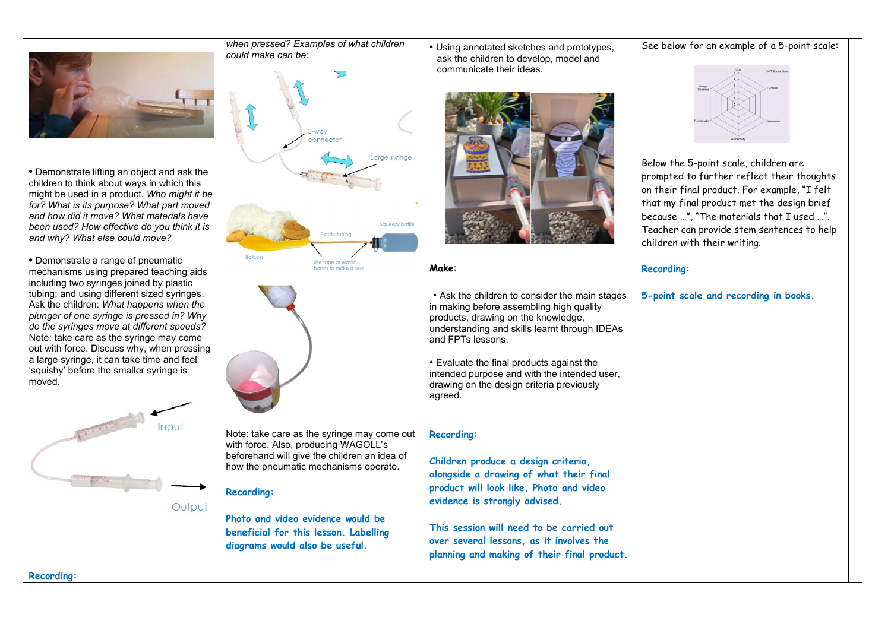- Demonstrate lifting an object and ask the children to think about ways in which this might be used in a product. *Who might it be for? What is its purpose? What part moved and how did it move? What materials have been used? How effective do you think it is and why? What else could move?*

- Demonstrate a range of pneumatic mechanisms using prepared teaching aids including two syringes joined by plastic tubing; and using different sized syringes. Ask the children: *What happens when the plunger of one syringe is pressed in? Why do the syringes move at different speeds?* Note: take care as the syringe may come out with force. Discuss why, when pressing a large syringe, it can take time and feel 'squishy' before the smaller syringe is moved.

Input

Output

**Recording:**

*when pressed? Examples of what children could make can be:*

3-way connector

Large syringe

Squeezy bottle

Plastic tubing

Balloon

Use tape or elastic bands to make a seal

Note: take care as the syringe may come out with force. Also, producing WAGOLL's beforehand will give the children an idea of how the pneumatic mechanisms operate.

**Recording:**

**Photo and video evidence would be beneficial for this lesson. Labelling diagrams would also be useful.**

- Using annotated sketches and prototypes, ask the children to develop, model and communicate their ideas.

**Make**:

- Ask the children to consider the main stages in making before assembling high quality products, drawing on the knowledge, understanding and skills learnt through IDEAs and FPTs lessons.

- Evaluate the final products against the intended purpose and with the intended user, drawing on the design criteria previously agreed.

**Recording:**

**Children produce a design criteria, alongside a drawing of what their final product will look like. Photo and video evidence is strongly advised.**

**This session will need to be carried out over several lessons, as it involves the planning and making of their final product.**

See below for an example of a 5-point scale:

Below the 5-point scale, children are prompted to further reflect their thoughts on their final product. For example, "I felt that my final product met the design brief because …", "The materials that I used …". Teacher can provide stem sentences to help children with their writing.

**Recording:**

**5-point scale and recording in books.**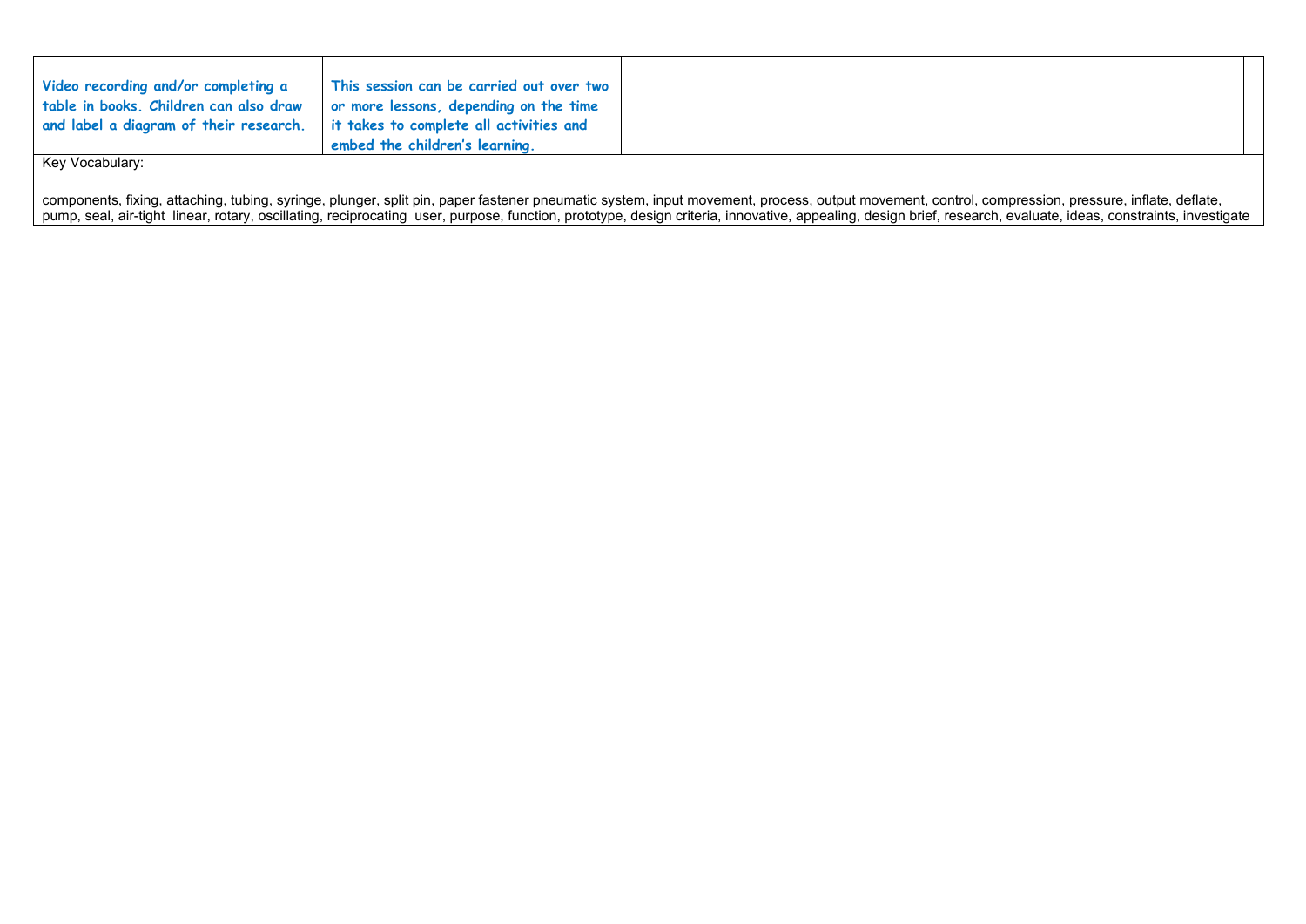| | | | | |
|---|---|---|---|---|
| Video recording and/or completing a table in books. Children can also draw and label a diagram of their research. | This session can be carried out over two or more lessons, depending on the time it takes to complete all activities and embed the children's learning. | | | |

Key Vocabulary:

components, fixing, attaching, tubing, syringe, plunger, split pin, paper fastener pneumatic system, input movement, process, output movement, control, compression, pressure, inflate, deflate, pump, seal, air-tight linear, rotary, oscillating, reciprocating user, purpose, function, prototype, design criteria, innovative, appealing, design brief, research, evaluate, ideas, constraints, investigate